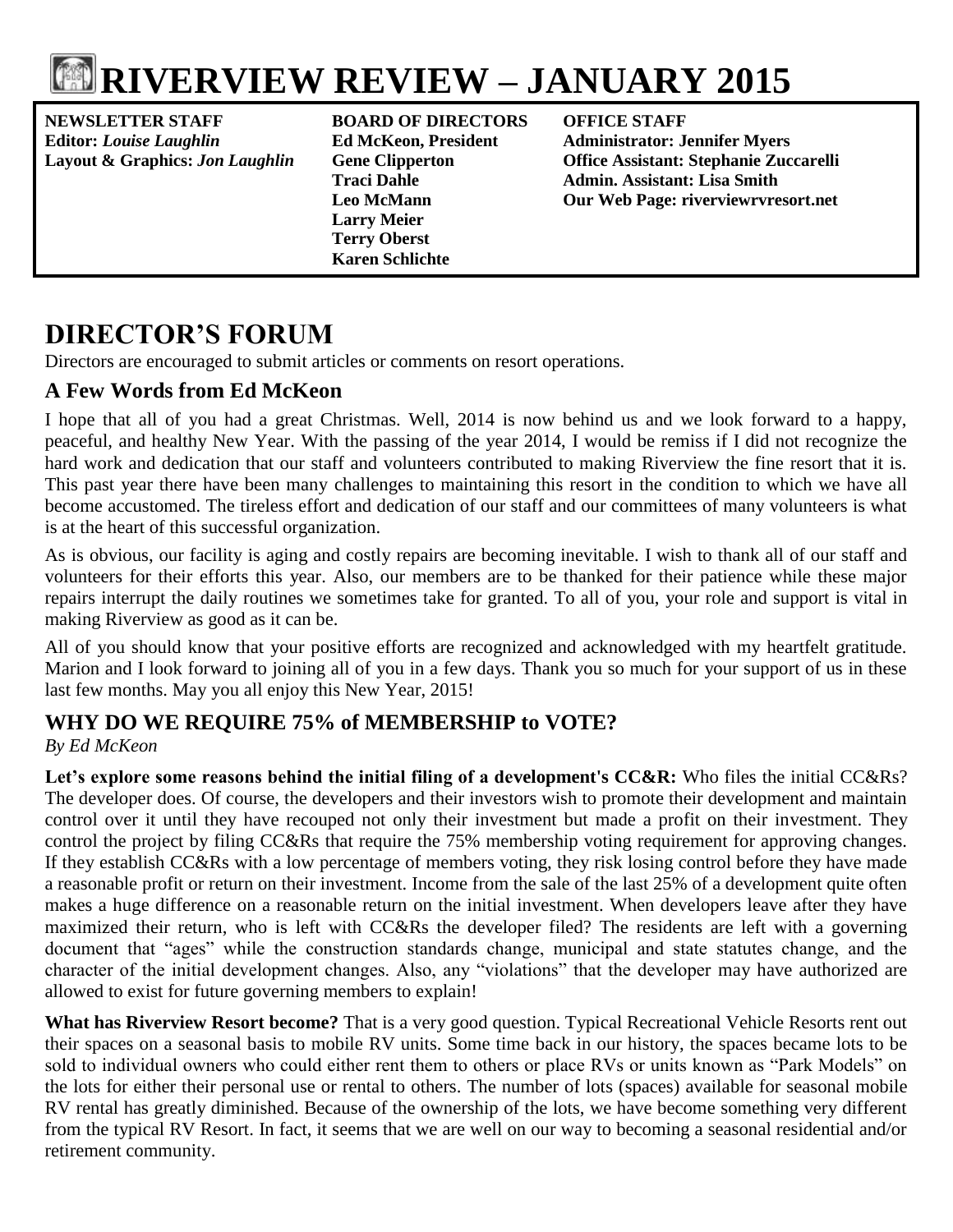# RIVERVIEW REVIEW – JANUARY 2015

| NEWSLETTER STAFF | BOARD OF DIRECTORS | OFFICE STAFF |
|---|---|---|
| **Editor:** *Louise Laughlin* | **Ed McKeon, President** | **Administrator: Jennifer Myers** |
| **Layout & Graphics:** *Jon Laughlin* | **Gene Clipperton** | **Office Assistant: Stephanie Zuccarelli** |
| | **Traci Dahle** | **Admin. Assistant: Lisa Smith** |
| | **Leo McMann** | **Our Web Page: riverviewrvresort.net** |
| | **Larry Meier** | |
| | **Terry Oberst** | |
| | **Karen Schlichte** | |

## DIRECTOR'S FORUM

Directors are encouraged to submit articles or comments on resort operations.

### A Few Words from Ed McKeon

I hope that all of you had a great Christmas. Well, 2014 is now behind us and we look forward to a happy, peaceful, and healthy New Year. With the passing of the year 2014, I would be remiss if I did not recognize the hard work and dedication that our staff and volunteers contributed to making Riverview the fine resort that it is. This past year there have been many challenges to maintaining this resort in the condition to which we have all become accustomed. The tireless effort and dedication of our staff and our committees of many volunteers is what is at the heart of this successful organization.

As is obvious, our facility is aging and costly repairs are becoming inevitable. I wish to thank all of our staff and volunteers for their efforts this year. Also, our members are to be thanked for their patience while these major repairs interrupt the daily routines we sometimes take for granted. To all of you, your role and support is vital in making Riverview as good as it can be.

All of you should know that your positive efforts are recognized and acknowledged with my heartfelt gratitude. Marion and I look forward to joining all of you in a few days. Thank you so much for your support of us in these last few months. May you all enjoy this New Year, 2015!

### WHY DO WE REQUIRE 75% of MEMBERSHIP to VOTE?

*By Ed McKeon*

**Let's explore some reasons behind the initial filing of a development's CC&R:** Who files the initial CC&Rs? The developer does. Of course, the developers and their investors wish to promote their development and maintain control over it until they have recouped not only their investment but made a profit on their investment. They control the project by filing CC&Rs that require the 75% membership voting requirement for approving changes. If they establish CC&Rs with a low percentage of members voting, they risk losing control before they have made a reasonable profit or return on their investment. Income from the sale of the last 25% of a development quite often makes a huge difference on a reasonable return on the initial investment. When developers leave after they have maximized their return, who is left with CC&Rs the developer filed? The residents are left with a governing document that "ages" while the construction standards change, municipal and state statutes change, and the character of the initial development changes. Also, any "violations" that the developer may have authorized are allowed to exist for future governing members to explain!

**What has Riverview Resort become?** That is a very good question. Typical Recreational Vehicle Resorts rent out their spaces on a seasonal basis to mobile RV units. Some time back in our history, the spaces became lots to be sold to individual owners who could either rent them to others or place RVs or units known as "Park Models" on the lots for either their personal use or rental to others. The number of lots (spaces) available for seasonal mobile RV rental has greatly diminished. Because of the ownership of the lots, we have become something very different from the typical RV Resort. In fact, it seems that we are well on our way to becoming a seasonal residential and/or retirement community.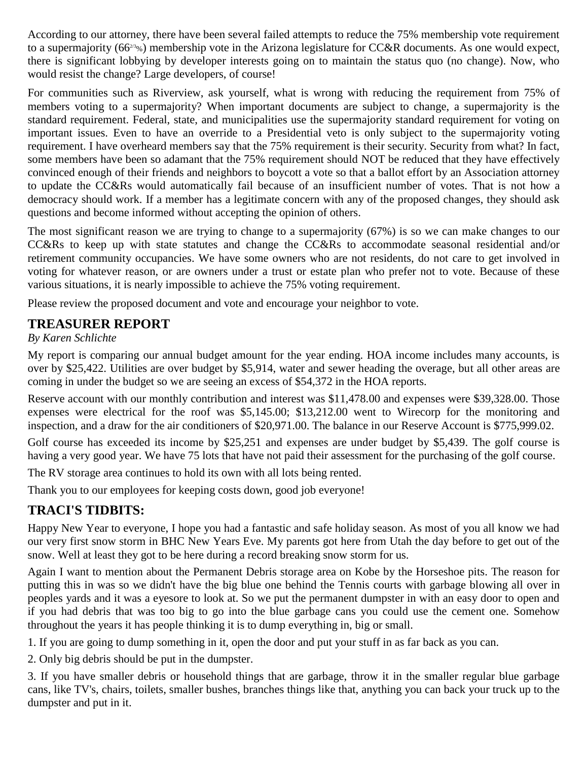According to our attorney, there have been several failed attempts to reduce the 75% membership vote requirement to a supermajority ($66^{2/3}\%$) membership vote in the Arizona legislature for CC&R documents. As one would expect, there is significant lobbying by developer interests going on to maintain the status quo (no change). Now, who would resist the change? Large developers, of course!

For communities such as Riverview, ask yourself, what is wrong with reducing the requirement from 75% of members voting to a supermajority? When important documents are subject to change, a supermajority is the standard requirement. Federal, state, and municipalities use the supermajority standard requirement for voting on important issues. Even to have an override to a Presidential veto is only subject to the supermajority voting requirement. I have overheard members say that the 75% requirement is their security. Security from what? In fact, some members have been so adamant that the 75% requirement should NOT be reduced that they have effectively convinced enough of their friends and neighbors to boycott a vote so that a ballot effort by an Association attorney to update the CC&Rs would automatically fail because of an insufficient number of votes. That is not how a democracy should work. If a member has a legitimate concern with any of the proposed changes, they should ask questions and become informed without accepting the opinion of others.

The most significant reason we are trying to change to a supermajority (67%) is so we can make changes to our CC&Rs to keep up with state statutes and change the CC&Rs to accommodate seasonal residential and/or retirement community occupancies. We have some owners who are not residents, do not care to get involved in voting for whatever reason, or are owners under a trust or estate plan who prefer not to vote. Because of these various situations, it is nearly impossible to achieve the 75% voting requirement.

Please review the proposed document and vote and encourage your neighbor to vote.

## TREASURER REPORT

*By Karen Schlichte*

My report is comparing our annual budget amount for the year ending. HOA income includes many accounts, is over by $25,422. Utilities are over budget by $5,914, water and sewer heading the overage, but all other areas are coming in under the budget so we are seeing an excess of $54,372 in the HOA reports.

Reserve account with our monthly contribution and interest was $11,478.00 and expenses were $39,328.00. Those expenses were electrical for the roof was $5,145.00; $13,212.00 went to Wirecorp for the monitoring and inspection, and a draw for the air conditioners of $20,971.00. The balance in our Reserve Account is $775,999.02.

Golf course has exceeded its income by $25,251 and expenses are under budget by $5,439. The golf course is having a very good year. We have 75 lots that have not paid their assessment for the purchasing of the golf course.

The RV storage area continues to hold its own with all lots being rented.

Thank you to our employees for keeping costs down, good job everyone!

## TRACI'S TIDBITS:

Happy New Year to everyone, I hope you had a fantastic and safe holiday season. As most of you all know we had our very first snow storm in BHC New Years Eve. My parents got here from Utah the day before to get out of the snow. Well at least they got to be here during a record breaking snow storm for us.

Again I want to mention about the Permanent Debris storage area on Kobe by the Horseshoe pits. The reason for putting this in was so we didn't have the big blue one behind the Tennis courts with garbage blowing all over in peoples yards and it was a eyesore to look at. So we put the permanent dumpster in with an easy door to open and if you had debris that was too big to go into the blue garbage cans you could use the cement one. Somehow throughout the years it has people thinking it is to dump everything in, big or small.

1. If you are going to dump something in it, open the door and put your stuff in as far back as you can.

2. Only big debris should be put in the dumpster.

3. If you have smaller debris or household things that are garbage, throw it in the smaller regular blue garbage cans, like TV's, chairs, toilets, smaller bushes, branches things like that, anything you can back your truck up to the dumpster and put in it.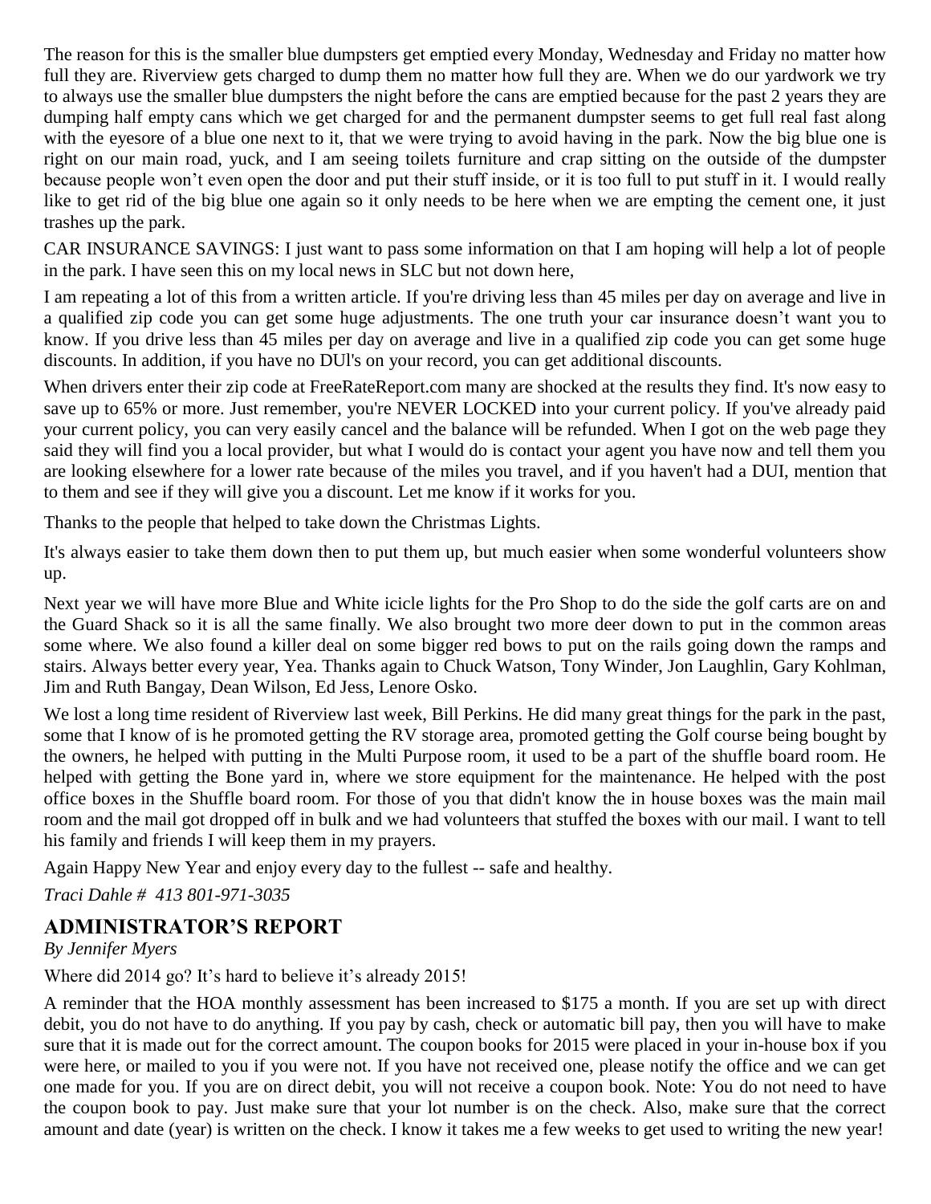The reason for this is the smaller blue dumpsters get emptied every Monday, Wednesday and Friday no matter how full they are. Riverview gets charged to dump them no matter how full they are. When we do our yardwork we try to always use the smaller blue dumpsters the night before the cans are emptied because for the past 2 years they are dumping half empty cans which we get charged for and the permanent dumpster seems to get full real fast along with the eyesore of a blue one next to it, that we were trying to avoid having in the park. Now the big blue one is right on our main road, yuck, and I am seeing toilets furniture and crap sitting on the outside of the dumpster because people won't even open the door and put their stuff inside, or it is too full to put stuff in it. I would really like to get rid of the big blue one again so it only needs to be here when we are empting the cement one, it just trashes up the park.

CAR INSURANCE SAVINGS: I just want to pass some information on that I am hoping will help a lot of people in the park. I have seen this on my local news in SLC but not down here,

I am repeating a lot of this from a written article. If you're driving less than 45 miles per day on average and live in a qualified zip code you can get some huge adjustments. The one truth your car insurance doesn't want you to know. If you drive less than 45 miles per day on average and live in a qualified zip code you can get some huge discounts. In addition, if you have no DUl's on your record, you can get additional discounts.

When drivers enter their zip code at FreeRateReport.com many are shocked at the results they find. It's now easy to save up to 65% or more. Just remember, you're NEVER LOCKED into your current policy. If you've already paid your current policy, you can very easily cancel and the balance will be refunded. When I got on the web page they said they will find you a local provider, but what I would do is contact your agent you have now and tell them you are looking elsewhere for a lower rate because of the miles you travel, and if you haven't had a DUI, mention that to them and see if they will give you a discount. Let me know if it works for you.

Thanks to the people that helped to take down the Christmas Lights.

It's always easier to take them down then to put them up, but much easier when some wonderful volunteers show up.

Next year we will have more Blue and White icicle lights for the Pro Shop to do the side the golf carts are on and the Guard Shack so it is all the same finally. We also brought two more deer down to put in the common areas some where. We also found a killer deal on some bigger red bows to put on the rails going down the ramps and stairs. Always better every year, Yea. Thanks again to Chuck Watson, Tony Winder, Jon Laughlin, Gary Kohlman, Jim and Ruth Bangay, Dean Wilson, Ed Jess, Lenore Osko.

We lost a long time resident of Riverview last week, Bill Perkins. He did many great things for the park in the past, some that I know of is he promoted getting the RV storage area, promoted getting the Golf course being bought by the owners, he helped with putting in the Multi Purpose room, it used to be a part of the shuffle board room. He helped with getting the Bone yard in, where we store equipment for the maintenance. He helped with the post office boxes in the Shuffle board room. For those of you that didn't know the in house boxes was the main mail room and the mail got dropped off in bulk and we had volunteers that stuffed the boxes with our mail. I want to tell his family and friends I will keep them in my prayers.

Again Happy New Year and enjoy every day to the fullest -- safe and healthy.

*Traci Dahle # 413 801-971-3035*

## ADMINISTRATOR'S REPORT

*By Jennifer Myers*

Where did 2014 go? It's hard to believe it's already 2015!

A reminder that the HOA monthly assessment has been increased to $175 a month. If you are set up with direct debit, you do not have to do anything. If you pay by cash, check or automatic bill pay, then you will have to make sure that it is made out for the correct amount. The coupon books for 2015 were placed in your in-house box if you were here, or mailed to you if you were not. If you have not received one, please notify the office and we can get one made for you. If you are on direct debit, you will not receive a coupon book. Note: You do not need to have the coupon book to pay. Just make sure that your lot number is on the check. Also, make sure that the correct amount and date (year) is written on the check. I know it takes me a few weeks to get used to writing the new year!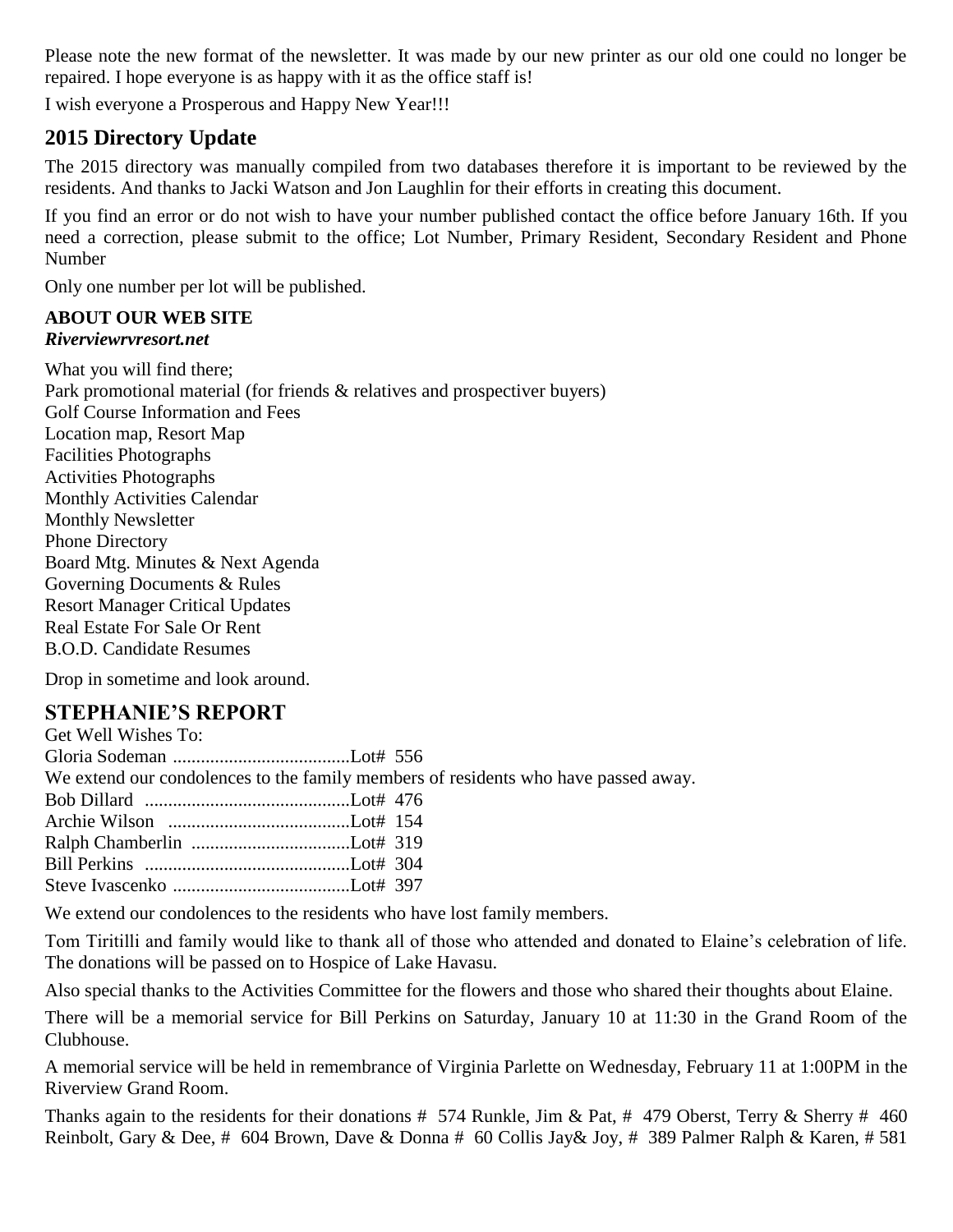Please note the new format of the newsletter. It was made by our new printer as our old one could no longer be repaired. I hope everyone is as happy with it as the office staff is!

I wish everyone a Prosperous and Happy New Year!!!

## 2015 Directory Update

The 2015 directory was manually compiled from two databases therefore it is important to be reviewed by the residents. And thanks to Jacki Watson and Jon Laughlin for their efforts in creating this document.

If you find an error or do not wish to have your number published contact the office before January 16th. If you need a correction, please submit to the office; Lot Number, Primary Resident, Secondary Resident and Phone Number

Only one number per lot will be published.

**ABOUT OUR WEB SITE**
***Riverviewrvresort.net***

What you will find there;
Park promotional material (for friends & relatives and prospectiver buyers)
Golf Course Information and Fees
Location map, Resort Map
Facilities Photographs
Activities Photographs
Monthly Activities Calendar
Monthly Newsletter
Phone Directory
Board Mtg. Minutes & Next Agenda
Governing Documents & Rules
Resort Manager Critical Updates
Real Estate For Sale Or Rent
B.O.D. Candidate Resumes

Drop in sometime and look around.

## STEPHANIE'S REPORT

Get Well Wishes To:
Gloria Sodeman ......................................Lot# 556
We extend our condolences to the family members of residents who have passed away.
Bob Dillard ............................................Lot# 476
Archie Wilson .......................................Lot# 154
Ralph Chamberlin ..................................Lot# 319
Bill Perkins ............................................Lot# 304
Steve Ivascenko ......................................Lot# 397

We extend our condolences to the residents who have lost family members.

Tom Tiritilli and family would like to thank all of those who attended and donated to Elaine's celebration of life. The donations will be passed on to Hospice of Lake Havasu.

Also special thanks to the Activities Committee for the flowers and those who shared their thoughts about Elaine.

There will be a memorial service for Bill Perkins on Saturday, January 10 at 11:30 in the Grand Room of the Clubhouse.

A memorial service will be held in remembrance of Virginia Parlette on Wednesday, February 11 at 1:00PM in the Riverview Grand Room.

Thanks again to the residents for their donations # 574 Runkle, Jim & Pat, # 479 Oberst, Terry & Sherry # 460 Reinbolt, Gary & Dee, # 604 Brown, Dave & Donna # 60 Collis Jay& Joy, # 389 Palmer Ralph & Karen, # 581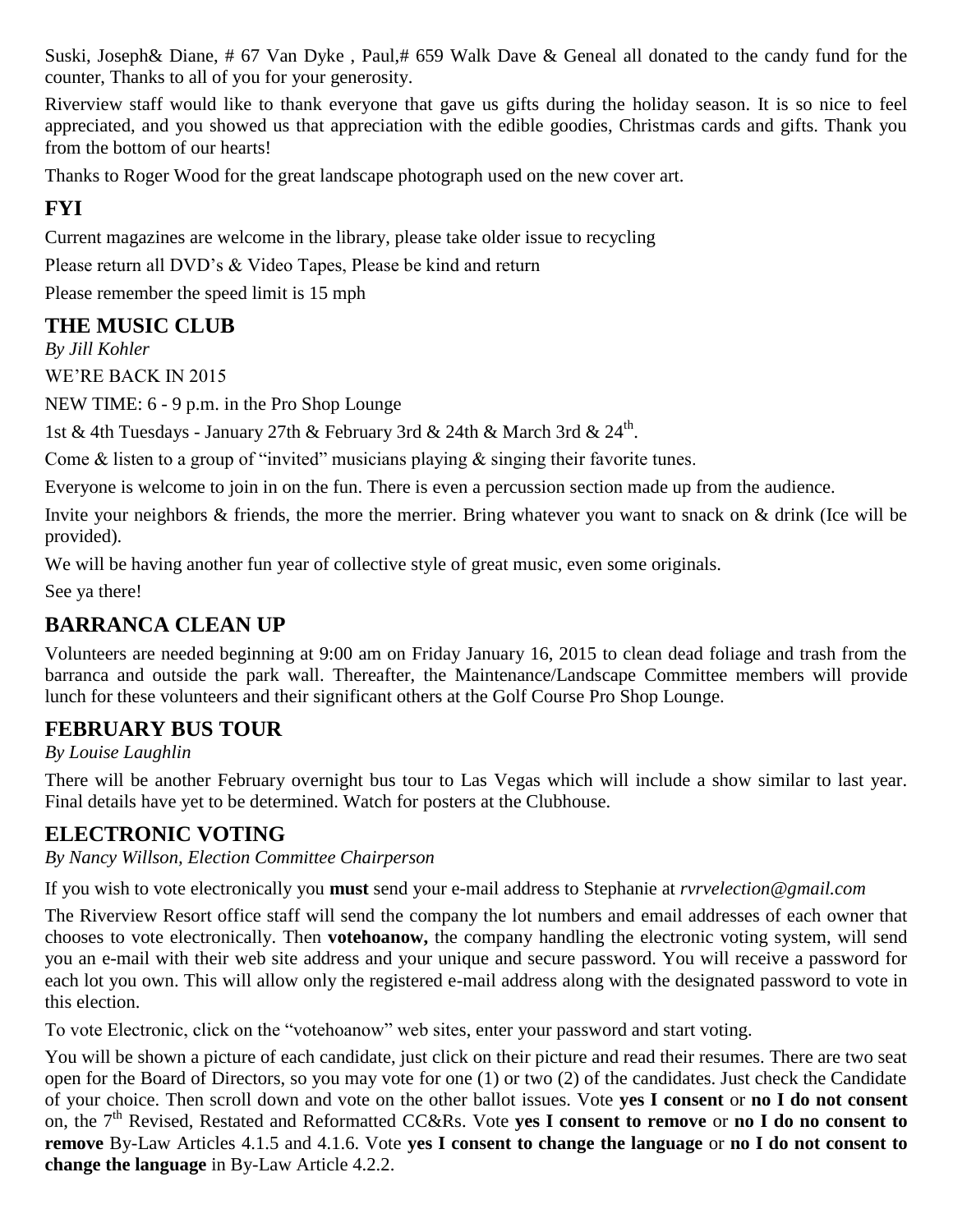Suski, Joseph& Diane, # 67 Van Dyke , Paul,# 659 Walk Dave & Geneal all donated to the candy fund for the counter, Thanks to all of you for your generosity.

Riverview staff would like to thank everyone that gave us gifts during the holiday season. It is so nice to feel appreciated, and you showed us that appreciation with the edible goodies, Christmas cards and gifts. Thank you from the bottom of our hearts!

Thanks to Roger Wood for the great landscape photograph used on the new cover art.

## FYI

Current magazines are welcome in the library, please take older issue to recycling

Please return all DVD's & Video Tapes, Please be kind and return

Please remember the speed limit is 15 mph

## THE MUSIC CLUB

*By Jill Kohler*

WE'RE BACK IN 2015

NEW TIME: 6 - 9 p.m. in the Pro Shop Lounge

1st & 4th Tuesdays - January 27th & February 3rd & 24th & March 3rd & 24th.

Come & listen to a group of "invited" musicians playing & singing their favorite tunes.

Everyone is welcome to join in on the fun. There is even a percussion section made up from the audience.

Invite your neighbors & friends, the more the merrier. Bring whatever you want to snack on & drink (Ice will be provided).

We will be having another fun year of collective style of great music, even some originals.

See ya there!

## BARRANCA CLEAN UP

Volunteers are needed beginning at 9:00 am on Friday January 16, 2015 to clean dead foliage and trash from the barranca and outside the park wall. Thereafter, the Maintenance/Landscape Committee members will provide lunch for these volunteers and their significant others at the Golf Course Pro Shop Lounge.

## FEBRUARY BUS TOUR

*By Louise Laughlin*

There will be another February overnight bus tour to Las Vegas which will include a show similar to last year. Final details have yet to be determined. Watch for posters at the Clubhouse.

## ELECTRONIC VOTING

*By Nancy Willson, Election Committee Chairperson*

If you wish to vote electronically you **must** send your e-mail address to Stephanie at *rvrvelection@gmail.com*

The Riverview Resort office staff will send the company the lot numbers and email addresses of each owner that chooses to vote electronically. Then **votehoanow,** the company handling the electronic voting system, will send you an e-mail with their web site address and your unique and secure password. You will receive a password for each lot you own. This will allow only the registered e-mail address along with the designated password to vote in this election.

To vote Electronic, click on the "votehoanow" web sites, enter your password and start voting.

You will be shown a picture of each candidate, just click on their picture and read their resumes. There are two seat open for the Board of Directors, so you may vote for one (1) or two (2) of the candidates. Just check the Candidate of your choice. Then scroll down and vote on the other ballot issues. Vote **yes I consent** or **no I do not consent** on, the 7th Revised, Restated and Reformatted CC&Rs. Vote **yes I consent to remove** or **no I do no consent to remove** By-Law Articles 4.1.5 and 4.1.6. Vote **yes I consent to change the language** or **no I do not consent to change the language** in By-Law Article 4.2.2.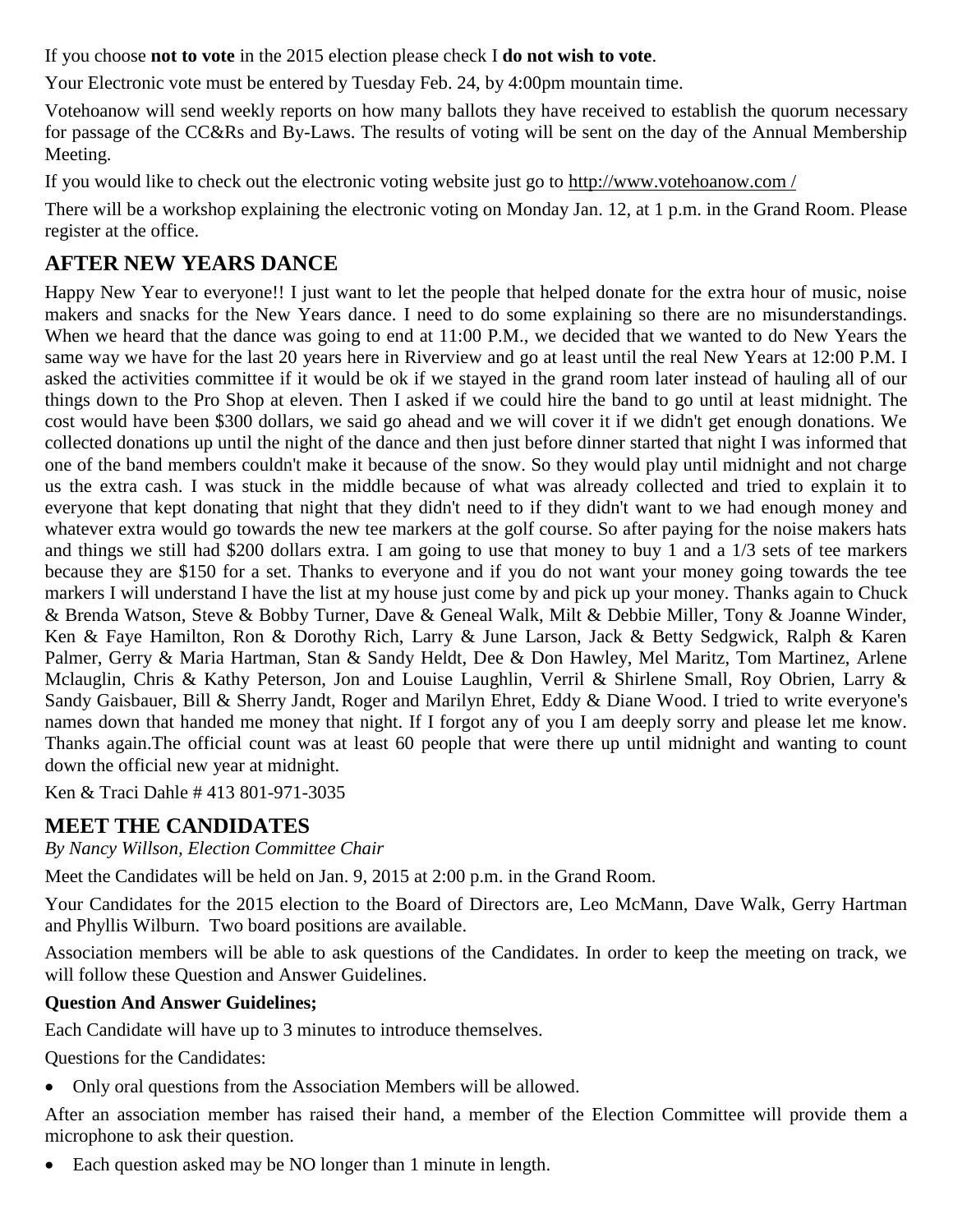If you choose **not to vote** in the 2015 election please check I **do not wish to vote**.

Your Electronic vote must be entered by Tuesday Feb. 24, by 4:00pm mountain time.

Votehoanow will send weekly reports on how many ballots they have received to establish the quorum necessary for passage of the CC&Rs and By-Laws. The results of voting will be sent on the day of the Annual Membership Meeting.

If you would like to check out the electronic voting website just go to http://www.votehoanow.com /

There will be a workshop explaining the electronic voting on Monday Jan. 12, at 1 p.m. in the Grand Room. Please register at the office.

## AFTER NEW YEARS DANCE

Happy New Year to everyone!! I just want to let the people that helped donate for the extra hour of music, noise makers and snacks for the New Years dance. I need to do some explaining so there are no misunderstandings. When we heard that the dance was going to end at 11:00 P.M., we decided that we wanted to do New Years the same way we have for the last 20 years here in Riverview and go at least until the real New Years at 12:00 P.M. I asked the activities committee if it would be ok if we stayed in the grand room later instead of hauling all of our things down to the Pro Shop at eleven. Then I asked if we could hire the band to go until at least midnight. The cost would have been $300 dollars, we said go ahead and we will cover it if we didn't get enough donations. We collected donations up until the night of the dance and then just before dinner started that night I was informed that one of the band members couldn't make it because of the snow. So they would play until midnight and not charge us the extra cash. I was stuck in the middle because of what was already collected and tried to explain it to everyone that kept donating that night that they didn't need to if they didn't want to we had enough money and whatever extra would go towards the new tee markers at the golf course. So after paying for the noise makers hats and things we still had $200 dollars extra. I am going to use that money to buy 1 and a 1/3 sets of tee markers because they are $150 for a set. Thanks to everyone and if you do not want your money going towards the tee markers I will understand I have the list at my house just come by and pick up your money. Thanks again to Chuck & Brenda Watson, Steve & Bobby Turner, Dave & Geneal Walk, Milt & Debbie Miller, Tony & Joanne Winder, Ken & Faye Hamilton, Ron & Dorothy Rich, Larry & June Larson, Jack & Betty Sedgwick, Ralph & Karen Palmer, Gerry & Maria Hartman, Stan & Sandy Heldt, Dee & Don Hawley, Mel Maritz, Tom Martinez, Arlene Mclauglin, Chris & Kathy Peterson, Jon and Louise Laughlin, Verril & Shirlene Small, Roy Obrien, Larry & Sandy Gaisbauer, Bill & Sherry Jandt, Roger and Marilyn Ehret, Eddy & Diane Wood. I tried to write everyone's names down that handed me money that night. If I forgot any of you I am deeply sorry and please let me know. Thanks again.The official count was at least 60 people that were there up until midnight and wanting to count down the official new year at midnight.

Ken & Traci Dahle # 413 801-971-3035

## MEET THE CANDIDATES

*By Nancy Willson, Election Committee Chair*

Meet the Candidates will be held on Jan. 9, 2015 at 2:00 p.m. in the Grand Room.

Your Candidates for the 2015 election to the Board of Directors are, Leo McMann, Dave Walk, Gerry Hartman and Phyllis Wilburn. Two board positions are available.

Association members will be able to ask questions of the Candidates. In order to keep the meeting on track, we will follow these Question and Answer Guidelines.

**Question And Answer Guidelines;**

Each Candidate will have up to 3 minutes to introduce themselves.

Questions for the Candidates:

- Only oral questions from the Association Members will be allowed.

After an association member has raised their hand, a member of the Election Committee will provide them a microphone to ask their question.

- Each question asked may be NO longer than 1 minute in length.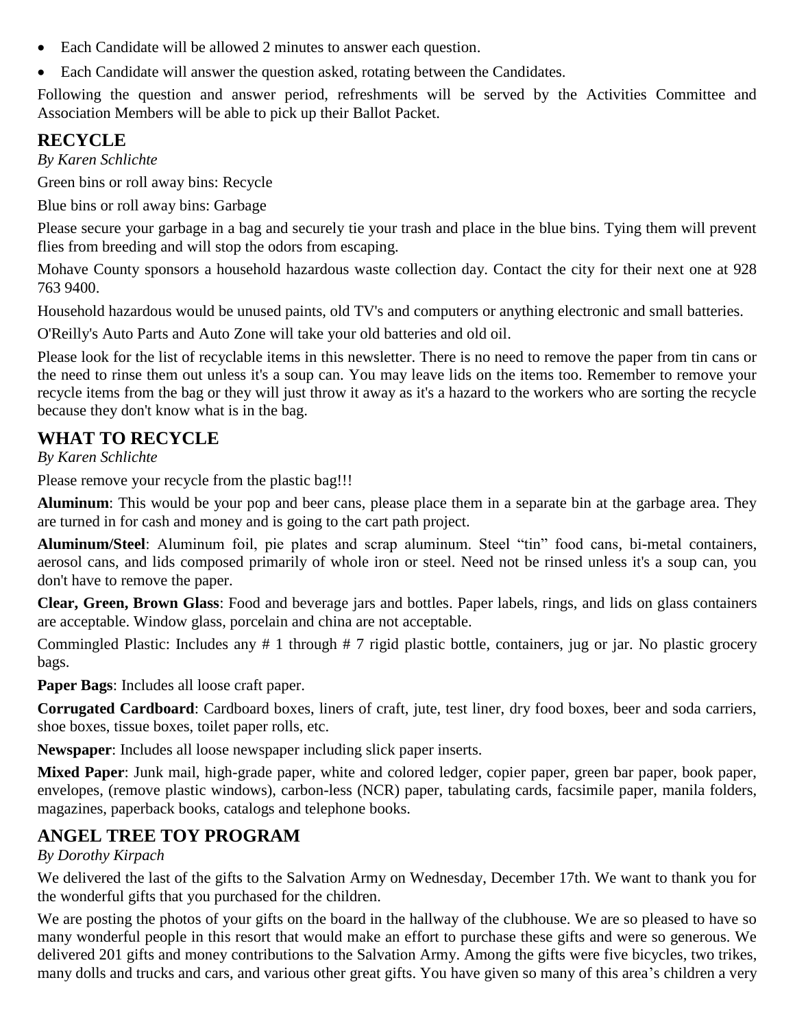- Each Candidate will be allowed 2 minutes to answer each question.
- Each Candidate will answer the question asked, rotating between the Candidates.

Following the question and answer period, refreshments will be served by the Activities Committee and Association Members will be able to pick up their Ballot Packet.

## RECYCLE

*By Karen Schlichte*

Green bins or roll away bins: Recycle

Blue bins or roll away bins: Garbage

Please secure your garbage in a bag and securely tie your trash and place in the blue bins. Tying them will prevent flies from breeding and will stop the odors from escaping.

Mohave County sponsors a household hazardous waste collection day. Contact the city for their next one at 928 763 9400.

Household hazardous would be unused paints, old TV's and computers or anything electronic and small batteries.

O'Reilly's Auto Parts and Auto Zone will take your old batteries and old oil.

Please look for the list of recyclable items in this newsletter. There is no need to remove the paper from tin cans or the need to rinse them out unless it's a soup can. You may leave lids on the items too. Remember to remove your recycle items from the bag or they will just throw it away as it's a hazard to the workers who are sorting the recycle because they don't know what is in the bag.

## WHAT TO RECYCLE

*By Karen Schlichte*

Please remove your recycle from the plastic bag!!!

**Aluminum**: This would be your pop and beer cans, please place them in a separate bin at the garbage area. They are turned in for cash and money and is going to the cart path project.

**Aluminum/Steel**: Aluminum foil, pie plates and scrap aluminum. Steel "tin" food cans, bi-metal containers, aerosol cans, and lids composed primarily of whole iron or steel. Need not be rinsed unless it's a soup can, you don't have to remove the paper.

**Clear, Green, Brown Glass**: Food and beverage jars and bottles. Paper labels, rings, and lids on glass containers are acceptable. Window glass, porcelain and china are not acceptable.

Commingled Plastic: Includes any # 1 through # 7 rigid plastic bottle, containers, jug or jar. No plastic grocery bags.

**Paper Bags**: Includes all loose craft paper.

**Corrugated Cardboard**: Cardboard boxes, liners of craft, jute, test liner, dry food boxes, beer and soda carriers, shoe boxes, tissue boxes, toilet paper rolls, etc.

**Newspaper**: Includes all loose newspaper including slick paper inserts.

**Mixed Paper**: Junk mail, high-grade paper, white and colored ledger, copier paper, green bar paper, book paper, envelopes, (remove plastic windows), carbon-less (NCR) paper, tabulating cards, facsimile paper, manila folders, magazines, paperback books, catalogs and telephone books.

## ANGEL TREE TOY PROGRAM

*By Dorothy Kirpach*

We delivered the last of the gifts to the Salvation Army on Wednesday, December 17th. We want to thank you for the wonderful gifts that you purchased for the children.

We are posting the photos of your gifts on the board in the hallway of the clubhouse. We are so pleased to have so many wonderful people in this resort that would make an effort to purchase these gifts and were so generous. We delivered 201 gifts and money contributions to the Salvation Army. Among the gifts were five bicycles, two trikes, many dolls and trucks and cars, and various other great gifts. You have given so many of this area's children a very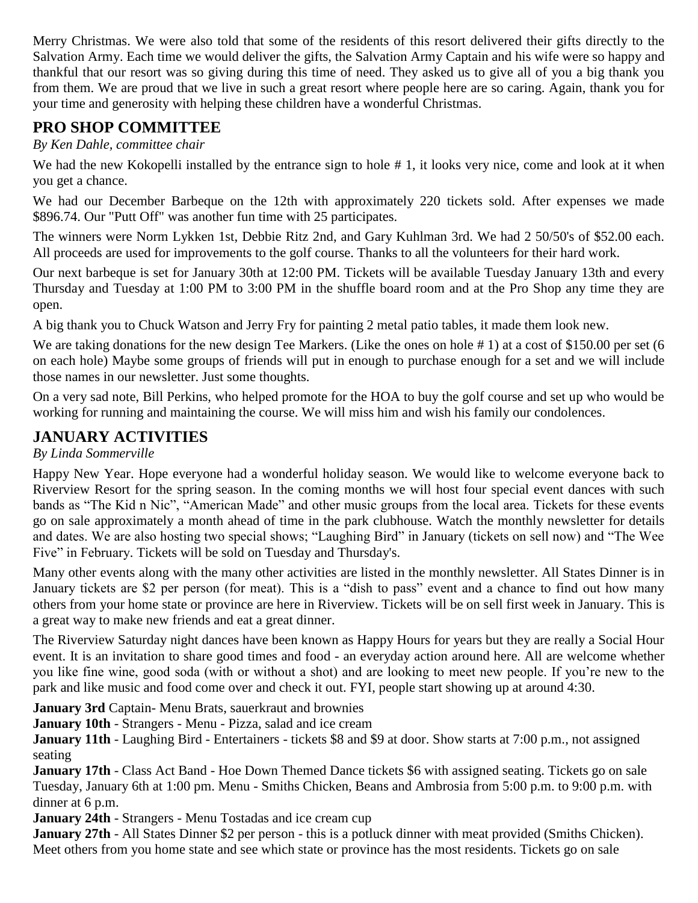Merry Christmas. We were also told that some of the residents of this resort delivered their gifts directly to the Salvation Army. Each time we would deliver the gifts, the Salvation Army Captain and his wife were so happy and thankful that our resort was so giving during this time of need. They asked us to give all of you a big thank you from them. We are proud that we live in such a great resort where people here are so caring. Again, thank you for your time and generosity with helping these children have a wonderful Christmas.

## PRO SHOP COMMITTEE

*By Ken Dahle, committee chair*

We had the new Kokopelli installed by the entrance sign to hole # 1, it looks very nice, come and look at it when you get a chance.

We had our December Barbeque on the 12th with approximately 220 tickets sold. After expenses we made $896.74. Our "Putt Off" was another fun time with 25 participates.

The winners were Norm Lykken 1st, Debbie Ritz 2nd, and Gary Kuhlman 3rd. We had 2 50/50's of $52.00 each. All proceeds are used for improvements to the golf course. Thanks to all the volunteers for their hard work.

Our next barbeque is set for January 30th at 12:00 PM. Tickets will be available Tuesday January 13th and every Thursday and Tuesday at 1:00 PM to 3:00 PM in the shuffle board room and at the Pro Shop any time they are open.

A big thank you to Chuck Watson and Jerry Fry for painting 2 metal patio tables, it made them look new.

We are taking donations for the new design Tee Markers. (Like the ones on hole # 1) at a cost of $150.00 per set (6 on each hole) Maybe some groups of friends will put in enough to purchase enough for a set and we will include those names in our newsletter. Just some thoughts.

On a very sad note, Bill Perkins, who helped promote for the HOA to buy the golf course and set up who would be working for running and maintaining the course. We will miss him and wish his family our condolences.

## JANUARY ACTIVITIES

*By Linda Sommerville*

Happy New Year. Hope everyone had a wonderful holiday season. We would like to welcome everyone back to Riverview Resort for the spring season. In the coming months we will host four special event dances with such bands as "The Kid n Nic", "American Made" and other music groups from the local area. Tickets for these events go on sale approximately a month ahead of time in the park clubhouse. Watch the monthly newsletter for details and dates. We are also hosting two special shows; "Laughing Bird" in January (tickets on sell now) and "The Wee Five" in February. Tickets will be sold on Tuesday and Thursday's.

Many other events along with the many other activities are listed in the monthly newsletter. All States Dinner is in January tickets are $2 per person (for meat). This is a "dish to pass" event and a chance to find out how many others from your home state or province are here in Riverview. Tickets will be on sell first week in January. This is a great way to make new friends and eat a great dinner.

The Riverview Saturday night dances have been known as Happy Hours for years but they are really a Social Hour event. It is an invitation to share good times and food - an everyday action around here. All are welcome whether you like fine wine, good soda (with or without a shot) and are looking to meet new people. If you're new to the park and like music and food come over and check it out. FYI, people start showing up at around 4:30.

**January 3rd** Captain- Menu Brats, sauerkraut and brownies

**January 10th** - Strangers - Menu - Pizza, salad and ice cream

**January 11th** - Laughing Bird - Entertainers - tickets $8 and $9 at door. Show starts at 7:00 p.m., not assigned seating

**January 17th** - Class Act Band - Hoe Down Themed Dance tickets $6 with assigned seating. Tickets go on sale Tuesday, January 6th at 1:00 pm. Menu - Smiths Chicken, Beans and Ambrosia from 5:00 p.m. to 9:00 p.m. with dinner at 6 p.m.

**January 24th** - Strangers - Menu Tostadas and ice cream cup

**January 27th** - All States Dinner $2 per person - this is a potluck dinner with meat provided (Smiths Chicken). Meet others from you home state and see which state or province has the most residents. Tickets go on sale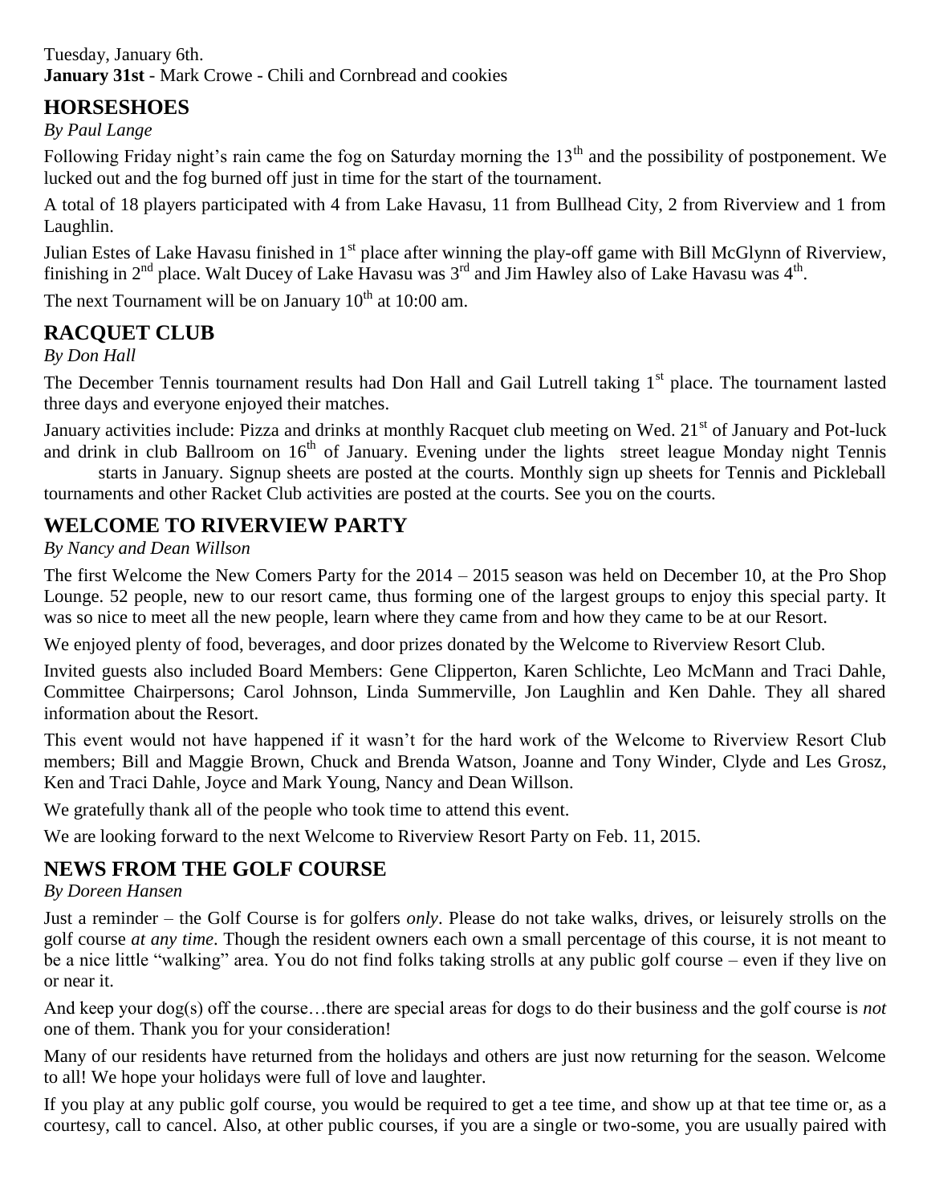Tuesday, January 6th.
**January 31st** - Mark Crowe - Chili and Cornbread and cookies

## HORSESHOES

*By Paul Lange*

Following Friday night's rain came the fog on Saturday morning the 13th and the possibility of postponement. We lucked out and the fog burned off just in time for the start of the tournament.

A total of 18 players participated with 4 from Lake Havasu, 11 from Bullhead City, 2 from Riverview and 1 from Laughlin.

Julian Estes of Lake Havasu finished in 1st place after winning the play-off game with Bill McGlynn of Riverview, finishing in 2nd place. Walt Ducey of Lake Havasu was 3rd and Jim Hawley also of Lake Havasu was 4th.

The next Tournament will be on January 10th at 10:00 am.

## RACQUET CLUB

*By Don Hall*

The December Tennis tournament results had Don Hall and Gail Lutrell taking 1st place. The tournament lasted three days and everyone enjoyed their matches.

January activities include: Pizza and drinks at monthly Racquet club meeting on Wed. 21st of January and Pot-luck and drink in club Ballroom on 16th of January. Evening under the lights street league Monday night Tennis starts in January. Signup sheets are posted at the courts. Monthly sign up sheets for Tennis and Pickleball tournaments and other Racket Club activities are posted at the courts. See you on the courts.

## WELCOME TO RIVERVIEW PARTY

*By Nancy and Dean Willson*

The first Welcome the New Comers Party for the 2014 – 2015 season was held on December 10, at the Pro Shop Lounge. 52 people, new to our resort came, thus forming one of the largest groups to enjoy this special party. It was so nice to meet all the new people, learn where they came from and how they came to be at our Resort.

We enjoyed plenty of food, beverages, and door prizes donated by the Welcome to Riverview Resort Club.

Invited guests also included Board Members: Gene Clipperton, Karen Schlichte, Leo McMann and Traci Dahle, Committee Chairpersons; Carol Johnson, Linda Summerville, Jon Laughlin and Ken Dahle. They all shared information about the Resort.

This event would not have happened if it wasn't for the hard work of the Welcome to Riverview Resort Club members; Bill and Maggie Brown, Chuck and Brenda Watson, Joanne and Tony Winder, Clyde and Les Grosz, Ken and Traci Dahle, Joyce and Mark Young, Nancy and Dean Willson.

We gratefully thank all of the people who took time to attend this event.

We are looking forward to the next Welcome to Riverview Resort Party on Feb. 11, 2015.

## NEWS FROM THE GOLF COURSE

*By Doreen Hansen*

Just a reminder – the Golf Course is for golfers *only*. Please do not take walks, drives, or leisurely strolls on the golf course *at any time*. Though the resident owners each own a small percentage of this course, it is not meant to be a nice little "walking" area. You do not find folks taking strolls at any public golf course – even if they live on or near it.

And keep your dog(s) off the course…there are special areas for dogs to do their business and the golf course is *not* one of them. Thank you for your consideration!

Many of our residents have returned from the holidays and others are just now returning for the season. Welcome to all! We hope your holidays were full of love and laughter.

If you play at any public golf course, you would be required to get a tee time, and show up at that tee time or, as a courtesy, call to cancel. Also, at other public courses, if you are a single or two-some, you are usually paired with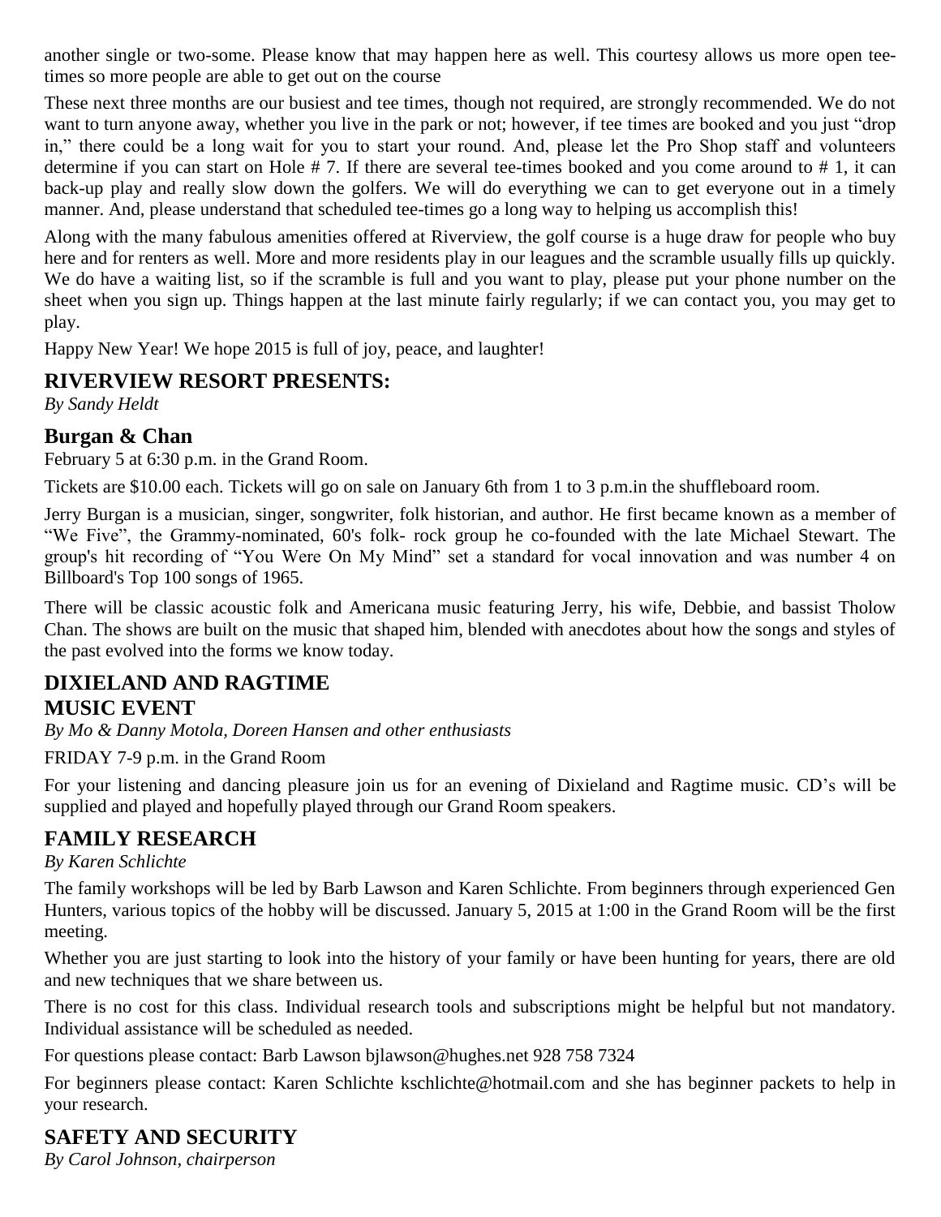another single or two-some. Please know that may happen here as well. This courtesy allows us more open tee-times so more people are able to get out on the course

These next three months are our busiest and tee times, though not required, are strongly recommended. We do not want to turn anyone away, whether you live in the park or not; however, if tee times are booked and you just "drop in," there could be a long wait for you to start your round. And, please let the Pro Shop staff and volunteers determine if you can start on Hole # 7. If there are several tee-times booked and you come around to # 1, it can back-up play and really slow down the golfers. We will do everything we can to get everyone out in a timely manner. And, please understand that scheduled tee-times go a long way to helping us accomplish this!

Along with the many fabulous amenities offered at Riverview, the golf course is a huge draw for people who buy here and for renters as well. More and more residents play in our leagues and the scramble usually fills up quickly. We do have a waiting list, so if the scramble is full and you want to play, please put your phone number on the sheet when you sign up. Things happen at the last minute fairly regularly; if we can contact you, you may get to play.

Happy New Year! We hope 2015 is full of joy, peace, and laughter!

## RIVERVIEW RESORT PRESENTS:

*By Sandy Heldt*

### Burgan & Chan

February 5 at 6:30 p.m. in the Grand Room.

Tickets are $10.00 each. Tickets will go on sale on January 6th from 1 to 3 p.m.in the shuffleboard room.

Jerry Burgan is a musician, singer, songwriter, folk historian, and author. He first became known as a member of "We Five", the Grammy-nominated, 60's folk- rock group he co-founded with the late Michael Stewart. The group's hit recording of "You Were On My Mind" set a standard for vocal innovation and was number 4 on Billboard's Top 100 songs of 1965.

There will be classic acoustic folk and Americana music featuring Jerry, his wife, Debbie, and bassist Tholow Chan. The shows are built on the music that shaped him, blended with anecdotes about how the songs and styles of the past evolved into the forms we know today.

## DIXIELAND AND RAGTIME MUSIC EVENT

*By Mo & Danny Motola, Doreen Hansen and other enthusiasts*

FRIDAY 7-9 p.m. in the Grand Room

For your listening and dancing pleasure join us for an evening of Dixieland and Ragtime music. CD's will be supplied and played and hopefully played through our Grand Room speakers.

## FAMILY RESEARCH

*By Karen Schlichte*

The family workshops will be led by Barb Lawson and Karen Schlichte. From beginners through experienced Gen Hunters, various topics of the hobby will be discussed. January 5, 2015 at 1:00 in the Grand Room will be the first meeting.

Whether you are just starting to look into the history of your family or have been hunting for years, there are old and new techniques that we share between us.

There is no cost for this class. Individual research tools and subscriptions might be helpful but not mandatory. Individual assistance will be scheduled as needed.

For questions please contact: Barb Lawson bjlawson@hughes.net 928 758 7324

For beginners please contact: Karen Schlichte kschlichte@hotmail.com and she has beginner packets to help in your research.

## SAFETY AND SECURITY

*By Carol Johnson, chairperson*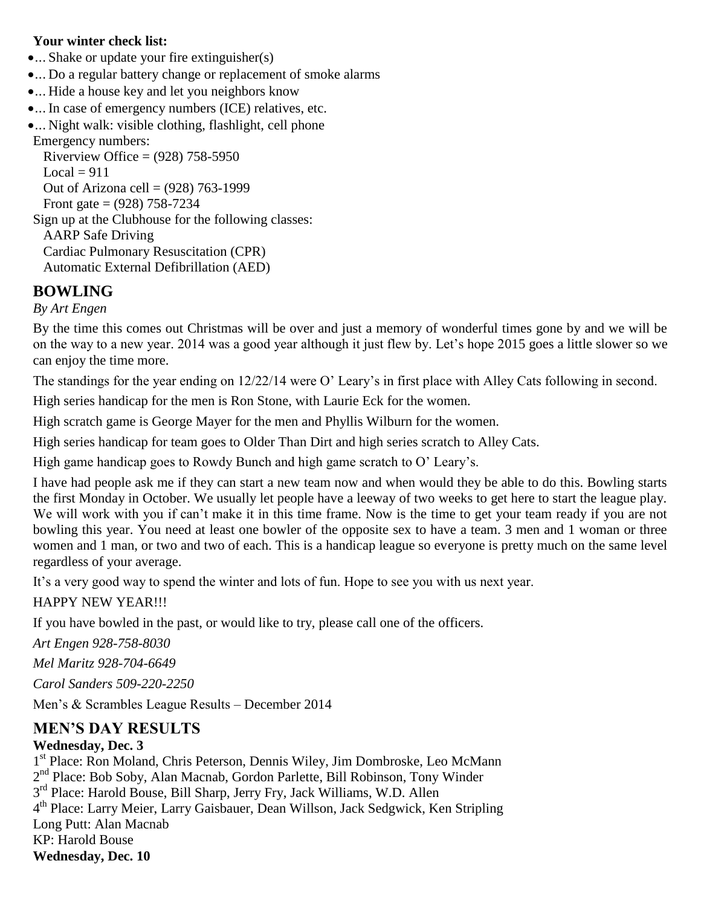**Your winter check list:**

- ... Shake or update your fire extinguisher(s)
- ... Do a regular battery change or replacement of smoke alarms
- ... Hide a house key and let you neighbors know
- ... In case of emergency numbers (ICE) relatives, etc.
- ... Night walk: visible clothing, flashlight, cell phone

Emergency numbers:

Riverview Office = (928) 758-5950

Local = 911

Out of Arizona cell = (928) 763-1999

Front gate = (928) 758-7234

Sign up at the Clubhouse for the following classes:

AARP Safe Driving

Cardiac Pulmonary Resuscitation (CPR)

Automatic External Defibrillation (AED)

## BOWLING

*By Art Engen*

By the time this comes out Christmas will be over and just a memory of wonderful times gone by and we will be on the way to a new year. 2014 was a good year although it just flew by. Let's hope 2015 goes a little slower so we can enjoy the time more.

The standings for the year ending on 12/22/14 were O' Leary's in first place with Alley Cats following in second.

High series handicap for the men is Ron Stone, with Laurie Eck for the women.

High scratch game is George Mayer for the men and Phyllis Wilburn for the women.

High series handicap for team goes to Older Than Dirt and high series scratch to Alley Cats.

High game handicap goes to Rowdy Bunch and high game scratch to O' Leary's.

I have had people ask me if they can start a new team now and when would they be able to do this. Bowling starts the first Monday in October. We usually let people have a leeway of two weeks to get here to start the league play. We will work with you if can't make it in this time frame. Now is the time to get your team ready if you are not bowling this year. You need at least one bowler of the opposite sex to have a team. 3 men and 1 woman or three women and 1 man, or two and two of each. This is a handicap league so everyone is pretty much on the same level regardless of your average.

It's a very good way to spend the winter and lots of fun. Hope to see you with us next year.

HAPPY NEW YEAR!!!

If you have bowled in the past, or would like to try, please call one of the officers.

*Art Engen 928-758-8030*

*Mel Maritz 928-704-6649*

*Carol Sanders 509-220-2250*

Men's & Scrambles League Results – December 2014

## MEN'S DAY RESULTS

**Wednesday, Dec. 3**

1st Place: Ron Moland, Chris Peterson, Dennis Wiley, Jim Dombroske, Leo McMann

2nd Place: Bob Soby, Alan Macnab, Gordon Parlette, Bill Robinson, Tony Winder

3rd Place: Harold Bouse, Bill Sharp, Jerry Fry, Jack Williams, W.D. Allen

4th Place: Larry Meier, Larry Gaisbauer, Dean Willson, Jack Sedgwick, Ken Stripling

Long Putt: Alan Macnab

KP: Harold Bouse

**Wednesday, Dec. 10**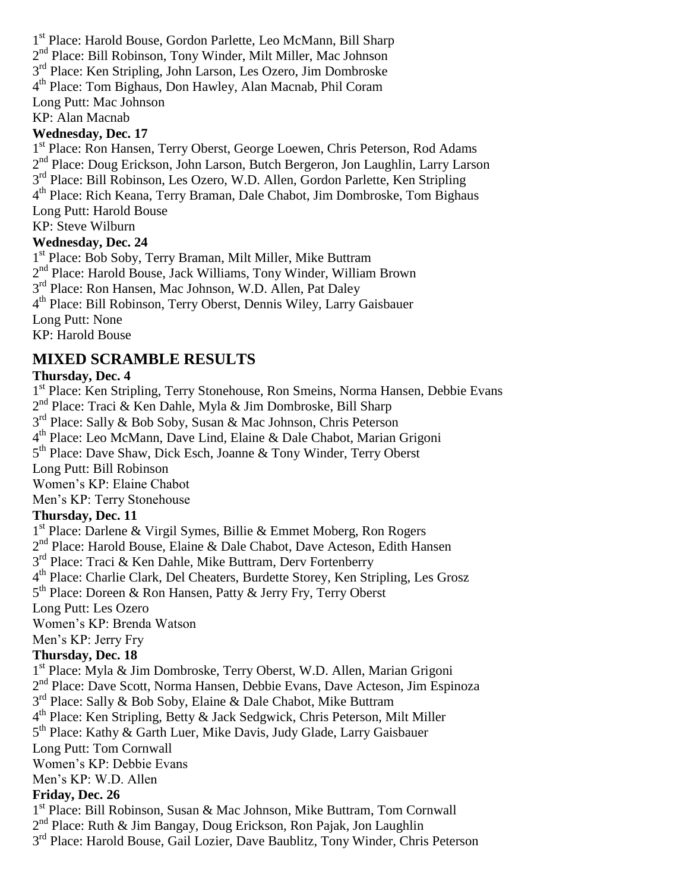1st Place: Harold Bouse, Gordon Parlette, Leo McMann, Bill Sharp
2nd Place: Bill Robinson, Tony Winder, Milt Miller, Mac Johnson
3rd Place: Ken Stripling, John Larson, Les Ozero, Jim Dombroske
4th Place: Tom Bighaus, Don Hawley, Alan Macnab, Phil Coram
Long Putt: Mac Johnson
KP: Alan Macnab

**Wednesday, Dec. 17**

1st Place: Ron Hansen, Terry Oberst, George Loewen, Chris Peterson, Rod Adams
2nd Place: Doug Erickson, John Larson, Butch Bergeron, Jon Laughlin, Larry Larson
3rd Place: Bill Robinson, Les Ozero, W.D. Allen, Gordon Parlette, Ken Stripling
4th Place: Rich Keana, Terry Braman, Dale Chabot, Jim Dombroske, Tom Bighaus
Long Putt: Harold Bouse
KP: Steve Wilburn

**Wednesday, Dec. 24**

1st Place: Bob Soby, Terry Braman, Milt Miller, Mike Buttram
2nd Place: Harold Bouse, Jack Williams, Tony Winder, William Brown
3rd Place: Ron Hansen, Mac Johnson, W.D. Allen, Pat Daley
4th Place: Bill Robinson, Terry Oberst, Dennis Wiley, Larry Gaisbauer
Long Putt: None
KP: Harold Bouse

## MIXED SCRAMBLE RESULTS

**Thursday, Dec. 4**

1st Place: Ken Stripling, Terry Stonehouse, Ron Smeins, Norma Hansen, Debbie Evans
2nd Place: Traci & Ken Dahle, Myla & Jim Dombroske, Bill Sharp
3rd Place: Sally & Bob Soby, Susan & Mac Johnson, Chris Peterson
4th Place: Leo McMann, Dave Lind, Elaine & Dale Chabot, Marian Grigoni
5th Place: Dave Shaw, Dick Esch, Joanne & Tony Winder, Terry Oberst
Long Putt: Bill Robinson
Women's KP: Elaine Chabot
Men's KP: Terry Stonehouse

**Thursday, Dec. 11**

1st Place: Darlene & Virgil Symes, Billie & Emmet Moberg, Ron Rogers
2nd Place: Harold Bouse, Elaine & Dale Chabot, Dave Acteson, Edith Hansen
3rd Place: Traci & Ken Dahle, Mike Buttram, Derv Fortenberry
4th Place: Charlie Clark, Del Cheaters, Burdette Storey, Ken Stripling, Les Grosz
5th Place: Doreen & Ron Hansen, Patty & Jerry Fry, Terry Oberst
Long Putt: Les Ozero
Women's KP: Brenda Watson
Men's KP: Jerry Fry

**Thursday, Dec. 18**

1st Place: Myla & Jim Dombroske, Terry Oberst, W.D. Allen, Marian Grigoni
2nd Place: Dave Scott, Norma Hansen, Debbie Evans, Dave Acteson, Jim Espinoza
3rd Place: Sally & Bob Soby, Elaine & Dale Chabot, Mike Buttram
4th Place: Ken Stripling, Betty & Jack Sedgwick, Chris Peterson, Milt Miller
5th Place: Kathy & Garth Luer, Mike Davis, Judy Glade, Larry Gaisbauer
Long Putt: Tom Cornwall
Women's KP: Debbie Evans
Men's KP: W.D. Allen

**Friday, Dec. 26**

1st Place: Bill Robinson, Susan & Mac Johnson, Mike Buttram, Tom Cornwall
2nd Place: Ruth & Jim Bangay, Doug Erickson, Ron Pajak, Jon Laughlin
3rd Place: Harold Bouse, Gail Lozier, Dave Baublitz, Tony Winder, Chris Peterson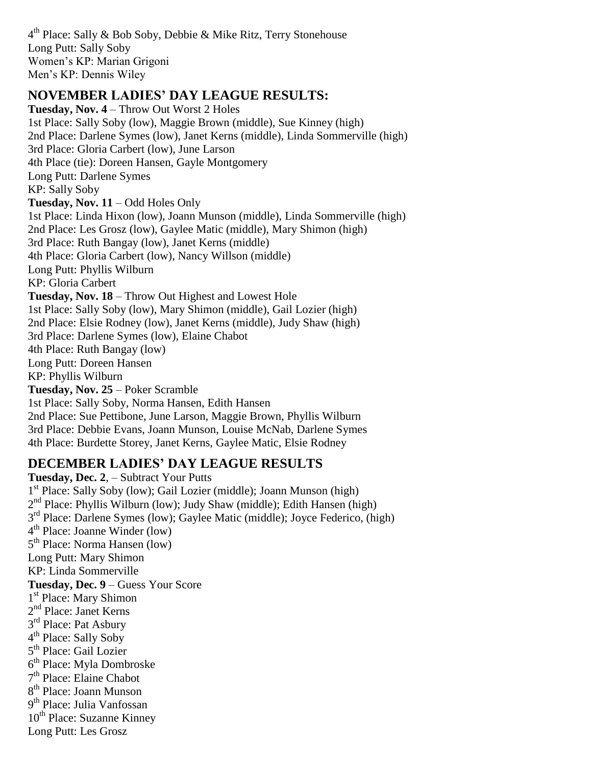4th Place: Sally & Bob Soby, Debbie & Mike Ritz, Terry Stonehouse
Long Putt: Sally Soby
Women's KP: Marian Grigoni
Men's KP: Dennis Wiley

## NOVEMBER LADIES' DAY LEAGUE RESULTS:

**Tuesday, Nov. 4** – Throw Out Worst 2 Holes
1st Place: Sally Soby (low), Maggie Brown (middle), Sue Kinney (high)
2nd Place: Darlene Symes (low), Janet Kerns (middle), Linda Sommerville (high)
3rd Place: Gloria Carbert (low), June Larson
4th Place (tie): Doreen Hansen, Gayle Montgomery
Long Putt: Darlene Symes
KP: Sally Soby

**Tuesday, Nov. 11** – Odd Holes Only
1st Place: Linda Hixon (low), Joann Munson (middle), Linda Sommerville (high)
2nd Place: Les Grosz (low), Gaylee Matic (middle), Mary Shimon (high)
3rd Place: Ruth Bangay (low), Janet Kerns (middle)
4th Place: Gloria Carbert (low), Nancy Willson (middle)
Long Putt: Phyllis Wilburn
KP: Gloria Carbert

**Tuesday, Nov. 18** – Throw Out Highest and Lowest Hole
1st Place: Sally Soby (low), Mary Shimon (middle), Gail Lozier (high)
2nd Place: Elsie Rodney (low), Janet Kerns (middle), Judy Shaw (high)
3rd Place: Darlene Symes (low), Elaine Chabot
4th Place: Ruth Bangay (low)
Long Putt: Doreen Hansen
KP: Phyllis Wilburn

**Tuesday, Nov. 25** – Poker Scramble
1st Place: Sally Soby, Norma Hansen, Edith Hansen
2nd Place: Sue Pettibone, June Larson, Maggie Brown, Phyllis Wilburn
3rd Place: Debbie Evans, Joann Munson, Louise McNab, Darlene Symes
4th Place: Burdette Storey, Janet Kerns, Gaylee Matic, Elsie Rodney

## DECEMBER LADIES' DAY LEAGUE RESULTS

**Tuesday, Dec. 2**, – Subtract Your Putts
1st Place: Sally Soby (low); Gail Lozier (middle); Joann Munson (high)
2nd Place: Phyllis Wilburn (low); Judy Shaw (middle); Edith Hansen (high)
3rd Place: Darlene Symes (low); Gaylee Matic (middle); Joyce Federico, (high)
4th Place: Joanne Winder (low)
5th Place: Norma Hansen (low)
Long Putt: Mary Shimon
KP: Linda Sommerville

**Tuesday, Dec. 9** – Guess Your Score
1st Place: Mary Shimon
2nd Place: Janet Kerns
3rd Place: Pat Asbury
4th Place: Sally Soby
5th Place: Gail Lozier
6th Place: Myla Dombroske
7th Place: Elaine Chabot
8th Place: Joann Munson
9th Place: Julia Vanfossan
10th Place: Suzanne Kinney
Long Putt: Les Grosz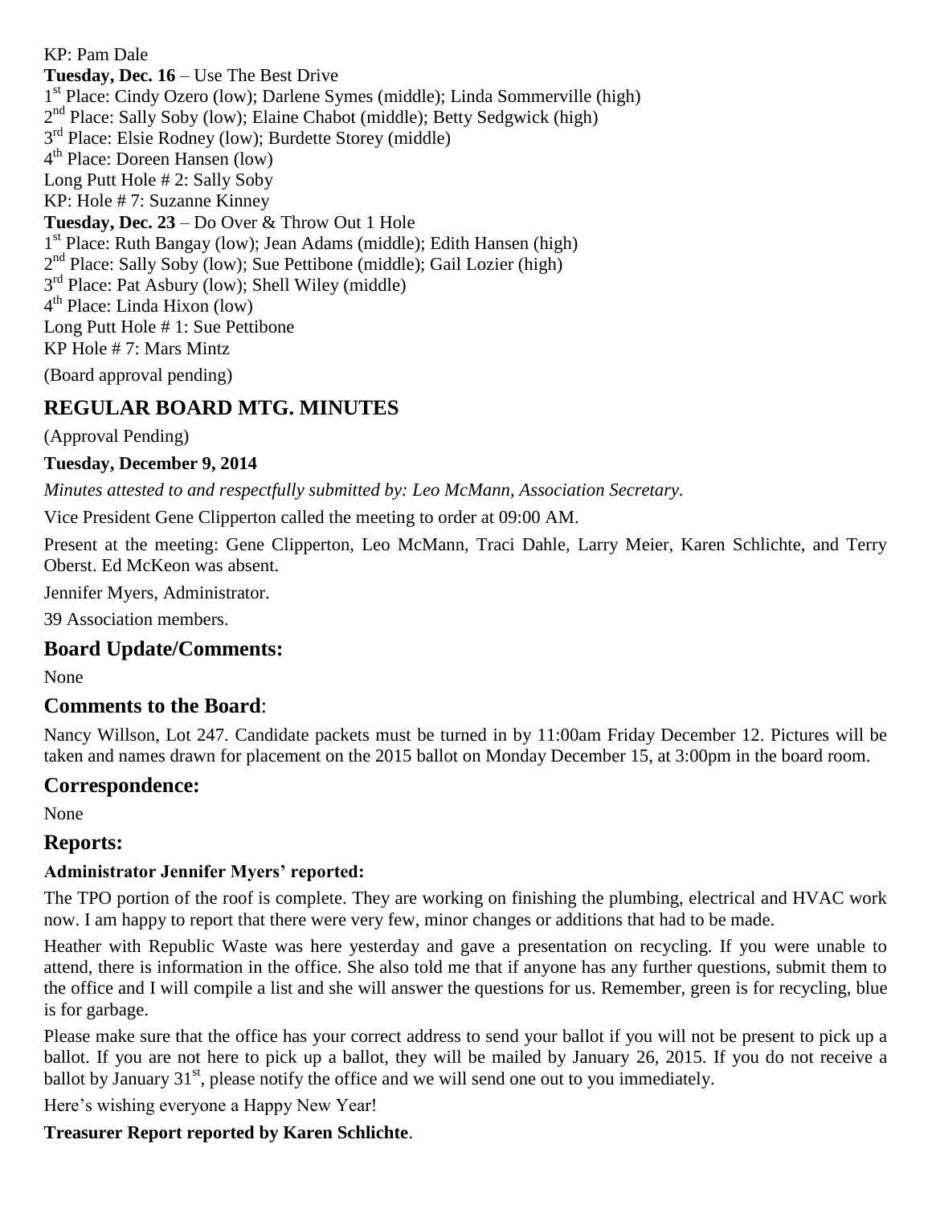KP: Pam Dale

**Tuesday, Dec. 16** – Use The Best Drive

1st Place: Cindy Ozero (low); Darlene Symes (middle); Linda Sommerville (high)

2nd Place: Sally Soby (low); Elaine Chabot (middle); Betty Sedgwick (high)

3rd Place: Elsie Rodney (low); Burdette Storey (middle)

4th Place: Doreen Hansen (low)

Long Putt Hole # 2: Sally Soby

KP: Hole # 7: Suzanne Kinney

**Tuesday, Dec. 23** – Do Over & Throw Out 1 Hole

1st Place: Ruth Bangay (low); Jean Adams (middle); Edith Hansen (high)

2nd Place: Sally Soby (low); Sue Pettibone (middle); Gail Lozier (high)

3rd Place: Pat Asbury (low); Shell Wiley (middle)

4th Place: Linda Hixon (low)

Long Putt Hole # 1: Sue Pettibone

KP Hole # 7: Mars Mintz

(Board approval pending)

# REGULAR BOARD MTG. MINUTES

(Approval Pending)

**Tuesday, December 9, 2014**

*Minutes attested to and respectfully submitted by: Leo McMann, Association Secretary.*

Vice President Gene Clipperton called the meeting to order at 09:00 AM.

Present at the meeting: Gene Clipperton, Leo McMann, Traci Dahle, Larry Meier, Karen Schlichte, and Terry Oberst. Ed McKeon was absent.

Jennifer Myers, Administrator.

39 Association members.

## Board Update/Comments:

None

## Comments to the Board:

Nancy Willson, Lot 247. Candidate packets must be turned in by 11:00am Friday December 12. Pictures will be taken and names drawn for placement on the 2015 ballot on Monday December 15, at 3:00pm in the board room.

## Correspondence:

None

## Reports:

**Administrator Jennifer Myers' reported:**

The TPO portion of the roof is complete. They are working on finishing the plumbing, electrical and HVAC work now. I am happy to report that there were very few, minor changes or additions that had to be made.

Heather with Republic Waste was here yesterday and gave a presentation on recycling. If you were unable to attend, there is information in the office. She also told me that if anyone has any further questions, submit them to the office and I will compile a list and she will answer the questions for us. Remember, green is for recycling, blue is for garbage.

Please make sure that the office has your correct address to send your ballot if you will not be present to pick up a ballot. If you are not here to pick up a ballot, they will be mailed by January 26, 2015. If you do not receive a ballot by January 31st, please notify the office and we will send one out to you immediately.

Here's wishing everyone a Happy New Year!

**Treasurer Report reported by Karen Schlichte**.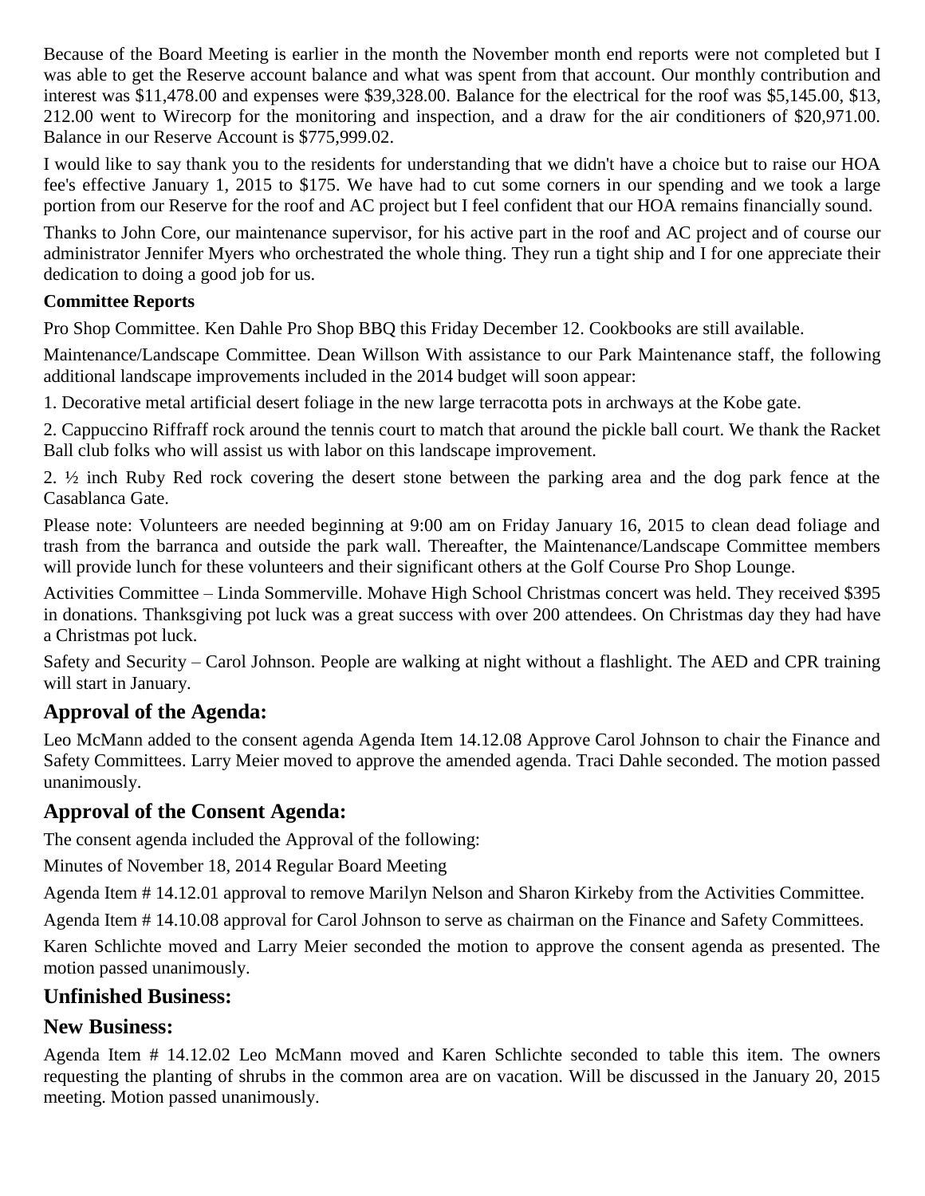Because of the Board Meeting is earlier in the month the November month end reports were not completed but I was able to get the Reserve account balance and what was spent from that account. Our monthly contribution and interest was $11,478.00 and expenses were $39,328.00. Balance for the electrical for the roof was $5,145.00, $13, 212.00 went to Wirecorp for the monitoring and inspection, and a draw for the air conditioners of $20,971.00. Balance in our Reserve Account is $775,999.02.

I would like to say thank you to the residents for understanding that we didn't have a choice but to raise our HOA fee's effective January 1, 2015 to $175. We have had to cut some corners in our spending and we took a large portion from our Reserve for the roof and AC project but I feel confident that our HOA remains financially sound.

Thanks to John Core, our maintenance supervisor, for his active part in the roof and AC project and of course our administrator Jennifer Myers who orchestrated the whole thing. They run a tight ship and I for one appreciate their dedication to doing a good job for us.

**Committee Reports**

Pro Shop Committee. Ken Dahle Pro Shop BBQ this Friday December 12. Cookbooks are still available.

Maintenance/Landscape Committee. Dean Willson With assistance to our Park Maintenance staff, the following additional landscape improvements included in the 2014 budget will soon appear:

1. Decorative metal artificial desert foliage in the new large terracotta pots in archways at the Kobe gate.

2. Cappuccino Riffraff rock around the tennis court to match that around the pickle ball court. We thank the Racket Ball club folks who will assist us with labor on this landscape improvement.

2. ½ inch Ruby Red rock covering the desert stone between the parking area and the dog park fence at the Casablanca Gate.

Please note: Volunteers are needed beginning at 9:00 am on Friday January 16, 2015 to clean dead foliage and trash from the barranca and outside the park wall. Thereafter, the Maintenance/Landscape Committee members will provide lunch for these volunteers and their significant others at the Golf Course Pro Shop Lounge.

Activities Committee – Linda Sommerville. Mohave High School Christmas concert was held. They received $395 in donations. Thanksgiving pot luck was a great success with over 200 attendees. On Christmas day they had have a Christmas pot luck.

Safety and Security – Carol Johnson. People are walking at night without a flashlight. The AED and CPR training will start in January.

## Approval of the Agenda:

Leo McMann added to the consent agenda Agenda Item 14.12.08 Approve Carol Johnson to chair the Finance and Safety Committees. Larry Meier moved to approve the amended agenda. Traci Dahle seconded. The motion passed unanimously.

## Approval of the Consent Agenda:

The consent agenda included the Approval of the following:

Minutes of November 18, 2014 Regular Board Meeting

Agenda Item # 14.12.01 approval to remove Marilyn Nelson and Sharon Kirkeby from the Activities Committee.

Agenda Item # 14.10.08 approval for Carol Johnson to serve as chairman on the Finance and Safety Committees.

Karen Schlichte moved and Larry Meier seconded the motion to approve the consent agenda as presented. The motion passed unanimously.

## Unfinished Business:

## New Business:

Agenda Item # 14.12.02 Leo McMann moved and Karen Schlichte seconded to table this item. The owners requesting the planting of shrubs in the common area are on vacation. Will be discussed in the January 20, 2015 meeting. Motion passed unanimously.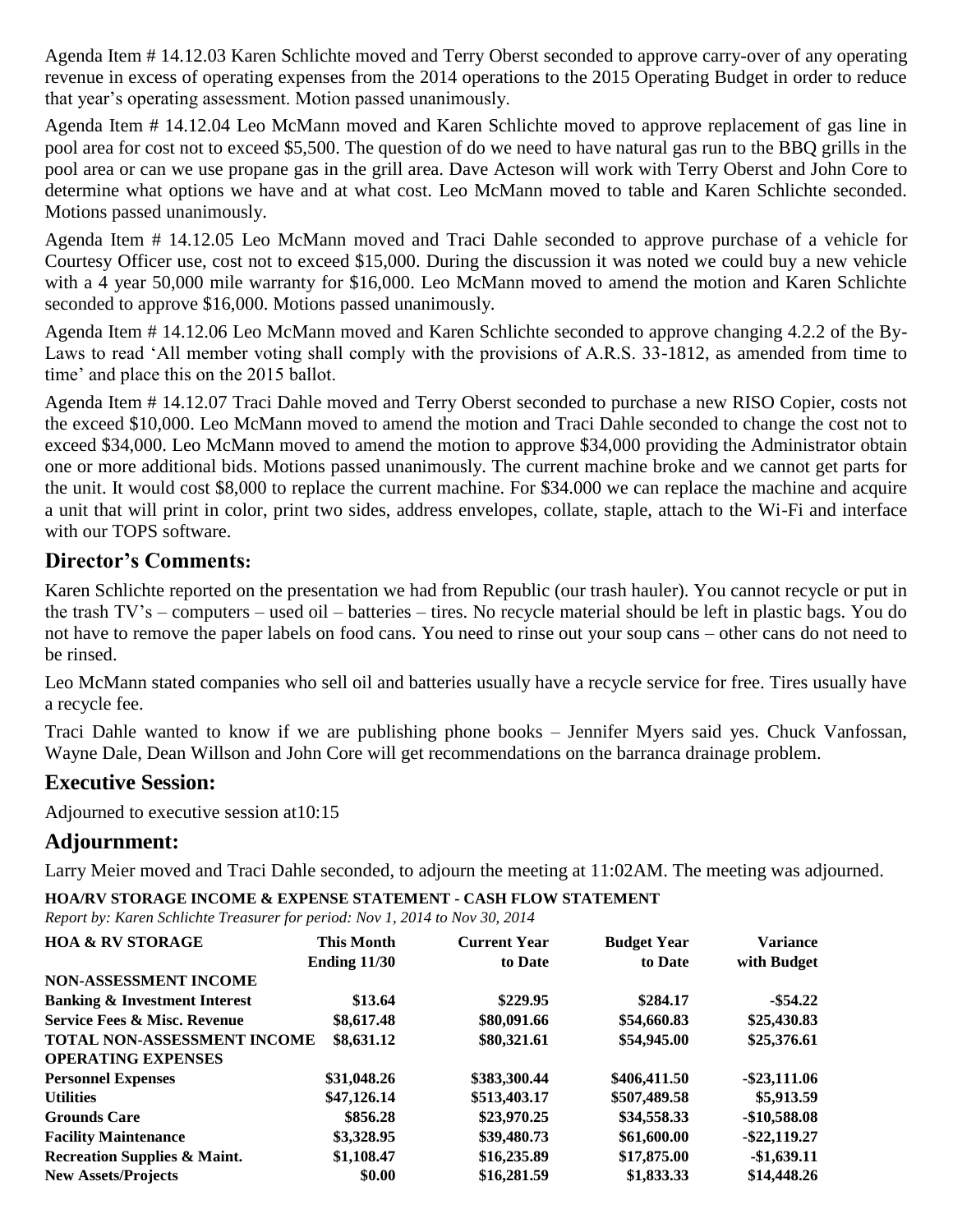Agenda Item # 14.12.03 Karen Schlichte moved and Terry Oberst seconded to approve carry-over of any operating revenue in excess of operating expenses from the 2014 operations to the 2015 Operating Budget in order to reduce that year's operating assessment. Motion passed unanimously.

Agenda Item # 14.12.04 Leo McMann moved and Karen Schlichte moved to approve replacement of gas line in pool area for cost not to exceed $5,500. The question of do we need to have natural gas run to the BBQ grills in the pool area or can we use propane gas in the grill area. Dave Acteson will work with Terry Oberst and John Core to determine what options we have and at what cost. Leo McMann moved to table and Karen Schlichte seconded. Motions passed unanimously.

Agenda Item # 14.12.05 Leo McMann moved and Traci Dahle seconded to approve purchase of a vehicle for Courtesy Officer use, cost not to exceed $15,000. During the discussion it was noted we could buy a new vehicle with a 4 year 50,000 mile warranty for $16,000. Leo McMann moved to amend the motion and Karen Schlichte seconded to approve $16,000. Motions passed unanimously.

Agenda Item # 14.12.06 Leo McMann moved and Karen Schlichte seconded to approve changing 4.2.2 of the By-Laws to read 'All member voting shall comply with the provisions of A.R.S. 33-1812, as amended from time to time' and place this on the 2015 ballot.

Agenda Item # 14.12.07 Traci Dahle moved and Terry Oberst seconded to purchase a new RISO Copier, costs not the exceed $10,000. Leo McMann moved to amend the motion and Traci Dahle seconded to change the cost not to exceed $34,000. Leo McMann moved to amend the motion to approve $34,000 providing the Administrator obtain one or more additional bids. Motions passed unanimously. The current machine broke and we cannot get parts for the unit. It would cost $8,000 to replace the current machine. For $34.000 we can replace the machine and acquire a unit that will print in color, print two sides, address envelopes, collate, staple, attach to the Wi-Fi and interface with our TOPS software.

## Director's Comments:

Karen Schlichte reported on the presentation we had from Republic (our trash hauler). You cannot recycle or put in the trash TV's – computers – used oil – batteries – tires. No recycle material should be left in plastic bags. You do not have to remove the paper labels on food cans. You need to rinse out your soup cans – other cans do not need to be rinsed.

Leo McMann stated companies who sell oil and batteries usually have a recycle service for free. Tires usually have a recycle fee.

Traci Dahle wanted to know if we are publishing phone books – Jennifer Myers said yes. Chuck Vanfossan, Wayne Dale, Dean Willson and John Core will get recommendations on the barranca drainage problem.

## Executive Session:

Adjourned to executive session at10:15

## Adjournment:

Larry Meier moved and Traci Dahle seconded, to adjourn the meeting at 11:02AM. The meeting was adjourned.

**HOA/RV STORAGE INCOME & EXPENSE STATEMENT - CASH FLOW STATEMENT**

*Report by: Karen Schlichte Treasurer for period: Nov 1, 2014 to Nov 30, 2014*

| HOA & RV STORAGE | This Month Ending 11/30 | Current Year to Date | Budget Year to Date | Variance with Budget |
|---|---|---|---|---|
| **NON-ASSESSMENT INCOME** | | | | |
| **Banking & Investment Interest** | $13.64 | $229.95 | $284.17 | -$54.22 |
| **Service Fees & Misc. Revenue** | $8,617.48 | $80,091.66 | $54,660.83 | $25,430.83 |
| **TOTAL NON-ASSESSMENT INCOME** | $8,631.12 | $80,321.61 | $54,945.00 | $25,376.61 |
| **OPERATING EXPENSES** | | | | |
| **Personnel Expenses** | $31,048.26 | $383,300.44 | $406,411.50 | -$23,111.06 |
| **Utilities** | $47,126.14 | $513,403.17 | $507,489.58 | $5,913.59 |
| **Grounds Care** | $856.28 | $23,970.25 | $34,558.33 | -$10,588.08 |
| **Facility Maintenance** | $3,328.95 | $39,480.73 | $61,600.00 | -$22,119.27 |
| **Recreation Supplies & Maint.** | $1,108.47 | $16,235.89 | $17,875.00 | -$1,639.11 |
| **New Assets/Projects** | $0.00 | $16,281.59 | $1,833.33 | $14,448.26 |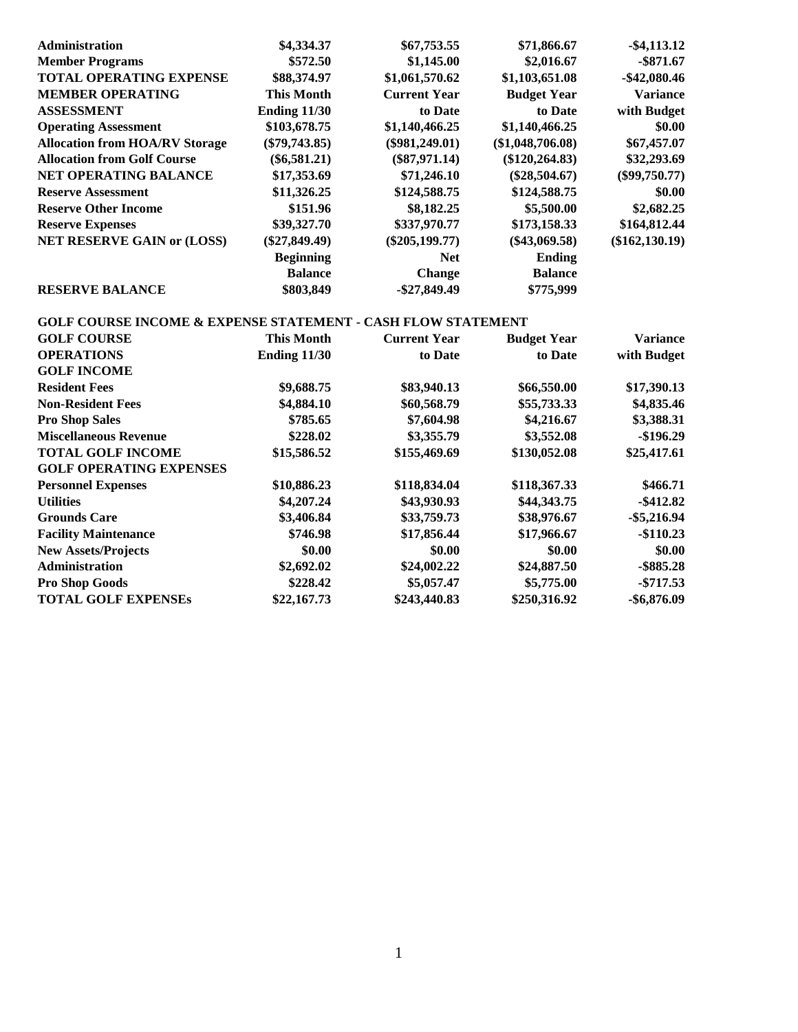| | | | | |
|---|---|---|---|---|
| **Administration** | **$4,334.37** | **$67,753.55** | **$71,866.67** | **-$4,113.12** |
| **Member Programs** | **$572.50** | **$1,145.00** | **$2,016.67** | **-$871.67** |
| **TOTAL OPERATING EXPENSE** | **$88,374.97** | **$1,061,570.62** | **$1,103,651.08** | **-$42,080.46** |
| **MEMBER OPERATING** | **This Month** | **Current Year** | **Budget Year** | **Variance** |
| **ASSESSMENT** | **Ending 11/30** | **to Date** | **to Date** | **with Budget** |
| **Operating Assessment** | **$103,678.75** | **$1,140,466.25** | **$1,140,466.25** | **$0.00** |
| **Allocation from HOA/RV Storage** | **($79,743.85)** | **($981,249.01)** | **($1,048,706.08)** | **$67,457.07** |
| **Allocation from Golf Course** | **($6,581.21)** | **($87,971.14)** | **($120,264.83)** | **$32,293.69** |
| **NET OPERATING BALANCE** | **$17,353.69** | **$71,246.10** | **($28,504.67)** | **($99,750.77)** |
| **Reserve Assessment** | **$11,326.25** | **$124,588.75** | **$124,588.75** | **$0.00** |
| **Reserve Other Income** | **$151.96** | **$8,182.25** | **$5,500.00** | **$2,682.25** |
| **Reserve Expenses** | **$39,327.70** | **$337,970.77** | **$173,158.33** | **$164,812.44** |
| **NET RESERVE GAIN or (LOSS)** | **($27,849.49)** | **($205,199.77)** | **($43,069.58)** | **($162,130.19)** |
| | **Beginning Balance** | **Net Change** | **Ending Balance** | |
| **RESERVE BALANCE** | **$803,849** | **-$27,849.49** | **$775,999** | |

**GOLF COURSE INCOME & EXPENSE STATEMENT - CASH FLOW STATEMENT**

| **GOLF COURSE OPERATIONS** | **This Month Ending 11/30** | **Current Year to Date** | **Budget Year to Date** | **Variance with Budget** |
|---|---|---|---|---|
| **GOLF INCOME** | | | | |
| **Resident Fees** | **$9,688.75** | **$83,940.13** | **$66,550.00** | **$17,390.13** |
| **Non-Resident Fees** | **$4,884.10** | **$60,568.79** | **$55,733.33** | **$4,835.46** |
| **Pro Shop Sales** | **$785.65** | **$7,604.98** | **$4,216.67** | **$3,388.31** |
| **Miscellaneous Revenue** | **$228.02** | **$3,355.79** | **$3,552.08** | **-$196.29** |
| **TOTAL GOLF INCOME** | **$15,586.52** | **$155,469.69** | **$130,052.08** | **$25,417.61** |
| **GOLF OPERATING EXPENSES** | | | | |
| **Personnel Expenses** | **$10,886.23** | **$118,834.04** | **$118,367.33** | **$466.71** |
| **Utilities** | **$4,207.24** | **$43,930.93** | **$44,343.75** | **-$412.82** |
| **Grounds Care** | **$3,406.84** | **$33,759.73** | **$38,976.67** | **-$5,216.94** |
| **Facility Maintenance** | **$746.98** | **$17,856.44** | **$17,966.67** | **-$110.23** |
| **New Assets/Projects** | **$0.00** | **$0.00** | **$0.00** | **$0.00** |
| **Administration** | **$2,692.02** | **$24,002.22** | **$24,887.50** | **-$885.28** |
| **Pro Shop Goods** | **$228.42** | **$5,057.47** | **$5,775.00** | **-$717.53** |
| **TOTAL GOLF EXPENSEs** | **$22,167.73** | **$243,440.83** | **$250,316.92** | **-$6,876.09** |